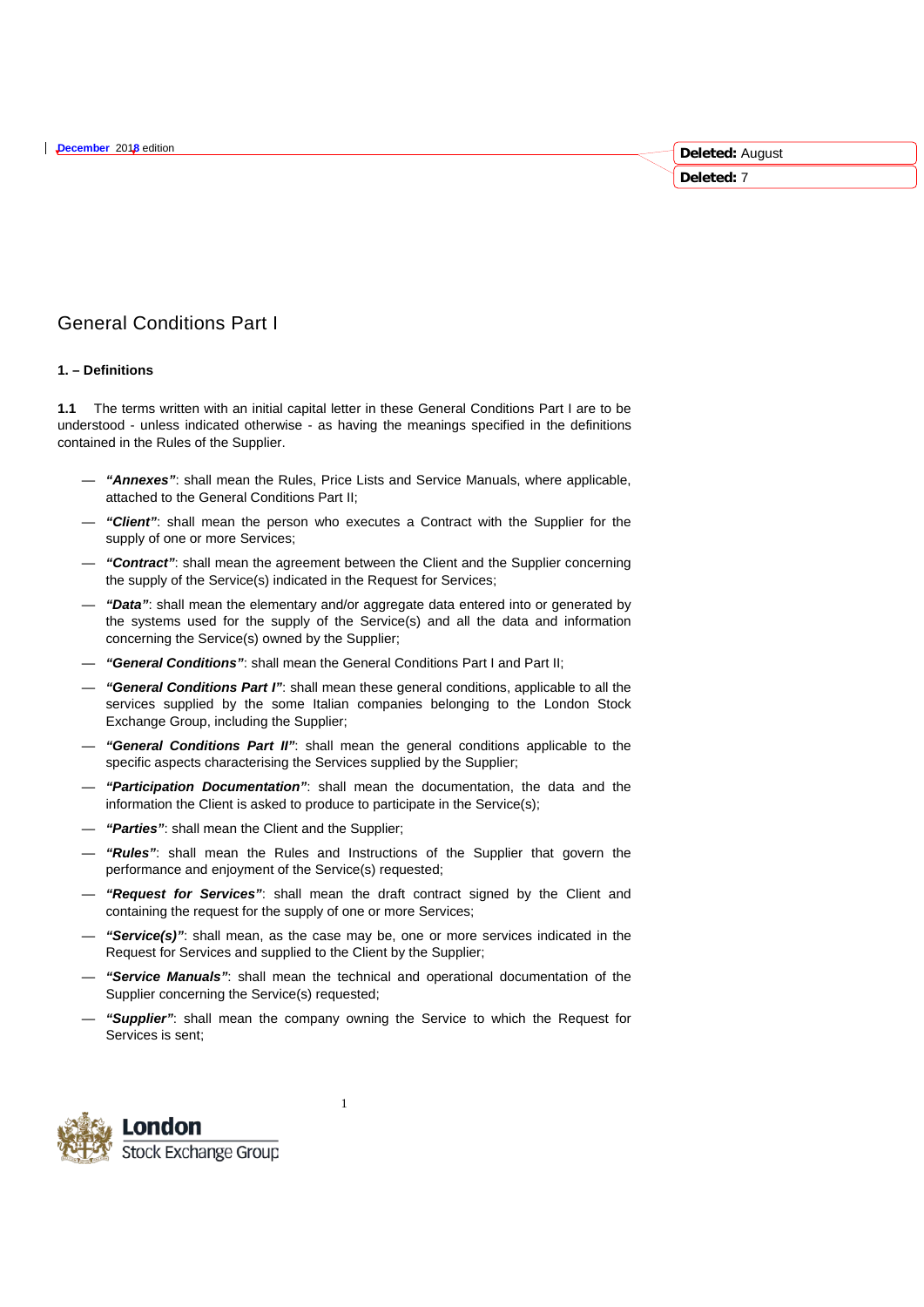# General Conditions Part I

## 1. – Definitions

**1.1** The terms written with an initial capital letter in these General Conditions Part I are to be understood - unless indicated otherwise - as having the meanings specified in the definitions contained in the Rules of the Supplier.

— ***"Annexes"***: shall mean the Rules, Price Lists and Service Manuals, where applicable, attached to the General Conditions Part II;

— ***"Client"***: shall mean the person who executes a Contract with the Supplier for the supply of one or more Services;

— ***"Contract"***: shall mean the agreement between the Client and the Supplier concerning the supply of the Service(s) indicated in the Request for Services;

— ***"Data"***: shall mean the elementary and/or aggregate data entered into or generated by the systems used for the supply of the Service(s) and all the data and information concerning the Service(s) owned by the Supplier;

— ***"General Conditions"***: shall mean the General Conditions Part I and Part II;

— ***"General Conditions Part I"***: shall mean these general conditions, applicable to all the services supplied by the some Italian companies belonging to the London Stock Exchange Group, including the Supplier;

— ***"General Conditions Part II"***: shall mean the general conditions applicable to the specific aspects characterising the Services supplied by the Supplier;

— ***"Participation Documentation"***: shall mean the documentation, the data and the information the Client is asked to produce to participate in the Service(s);

— ***"Parties"***: shall mean the Client and the Supplier;

— ***"Rules"***: shall mean the Rules and Instructions of the Supplier that govern the performance and enjoyment of the Service(s) requested;

— ***"Request for Services"***: shall mean the draft contract signed by the Client and containing the request for the supply of one or more Services;

— ***"Service(s)"***: shall mean, as the case may be, one or more services indicated in the Request for Services and supplied to the Client by the Supplier;

— ***"Service Manuals"***: shall mean the technical and operational documentation of the Supplier concerning the Service(s) requested;

— ***"Supplier"***: shall mean the company owning the Service to which the Request for Services is sent;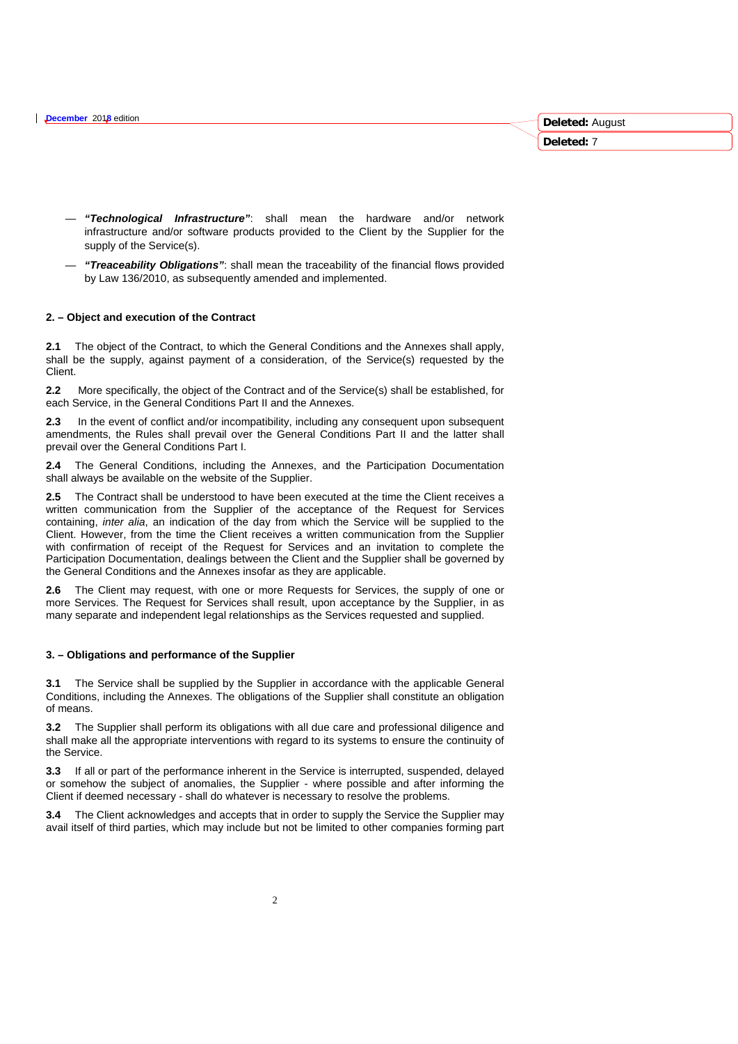- ***"Technological Infrastructure"***: shall mean the hardware and/or network infrastructure and/or software products provided to the Client by the Supplier for the supply of the Service(s).
- ***"Treaceability Obligations"***: shall mean the traceability of the financial flows provided by Law 136/2010, as subsequently amended and implemented.

**2. – Object and execution of the Contract**

**2.1** The object of the Contract, to which the General Conditions and the Annexes shall apply, shall be the supply, against payment of a consideration, of the Service(s) requested by the Client.

**2.2** More specifically, the object of the Contract and of the Service(s) shall be established, for each Service, in the General Conditions Part II and the Annexes.

**2.3** In the event of conflict and/or incompatibility, including any consequent upon subsequent amendments, the Rules shall prevail over the General Conditions Part II and the latter shall prevail over the General Conditions Part I.

**2.4** The General Conditions, including the Annexes, and the Participation Documentation shall always be available on the website of the Supplier.

**2.5** The Contract shall be understood to have been executed at the time the Client receives a written communication from the Supplier of the acceptance of the Request for Services containing, *inter alia*, an indication of the day from which the Service will be supplied to the Client. However, from the time the Client receives a written communication from the Supplier with confirmation of receipt of the Request for Services and an invitation to complete the Participation Documentation, dealings between the Client and the Supplier shall be governed by the General Conditions and the Annexes insofar as they are applicable.

**2.6** The Client may request, with one or more Requests for Services, the supply of one or more Services. The Request for Services shall result, upon acceptance by the Supplier, in as many separate and independent legal relationships as the Services requested and supplied.

**3. – Obligations and performance of the Supplier**

**3.1** The Service shall be supplied by the Supplier in accordance with the applicable General Conditions, including the Annexes. The obligations of the Supplier shall constitute an obligation of means.

**3.2** The Supplier shall perform its obligations with all due care and professional diligence and shall make all the appropriate interventions with regard to its systems to ensure the continuity of the Service.

**3.3** If all or part of the performance inherent in the Service is interrupted, suspended, delayed or somehow the subject of anomalies, the Supplier - where possible and after informing the Client if deemed necessary - shall do whatever is necessary to resolve the problems.

**3.4** The Client acknowledges and accepts that in order to supply the Service the Supplier may avail itself of third parties, which may include but not be limited to other companies forming part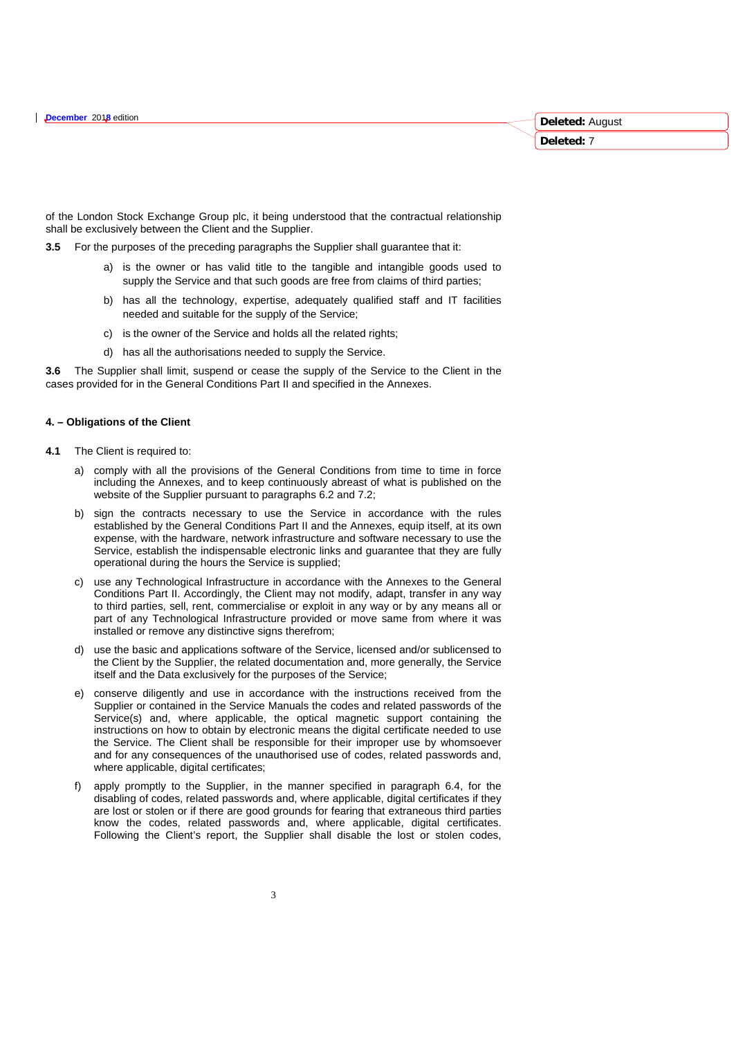of the London Stock Exchange Group plc, it being understood that the contractual relationship shall be exclusively between the Client and the Supplier.

**3.5** For the purposes of the preceding paragraphs the Supplier shall guarantee that it:

a) is the owner or has valid title to the tangible and intangible goods used to supply the Service and that such goods are free from claims of third parties;

b) has all the technology, expertise, adequately qualified staff and IT facilities needed and suitable for the supply of the Service;

c) is the owner of the Service and holds all the related rights;

d) has all the authorisations needed to supply the Service.

**3.6** The Supplier shall limit, suspend or cease the supply of the Service to the Client in the cases provided for in the General Conditions Part II and specified in the Annexes.

#### 4. – Obligations of the Client

**4.1** The Client is required to:

a) comply with all the provisions of the General Conditions from time to time in force including the Annexes, and to keep continuously abreast of what is published on the website of the Supplier pursuant to paragraphs 6.2 and 7.2;

b) sign the contracts necessary to use the Service in accordance with the rules established by the General Conditions Part II and the Annexes, equip itself, at its own expense, with the hardware, network infrastructure and software necessary to use the Service, establish the indispensable electronic links and guarantee that they are fully operational during the hours the Service is supplied;

c) use any Technological Infrastructure in accordance with the Annexes to the General Conditions Part II. Accordingly, the Client may not modify, adapt, transfer in any way to third parties, sell, rent, commercialise or exploit in any way or by any means all or part of any Technological Infrastructure provided or move same from where it was installed or remove any distinctive signs therefrom;

d) use the basic and applications software of the Service, licensed and/or sublicensed to the Client by the Supplier, the related documentation and, more generally, the Service itself and the Data exclusively for the purposes of the Service;

e) conserve diligently and use in accordance with the instructions received from the Supplier or contained in the Service Manuals the codes and related passwords of the Service(s) and, where applicable, the optical magnetic support containing the instructions on how to obtain by electronic means the digital certificate needed to use the Service. The Client shall be responsible for their improper use by whomsoever and for any consequences of the unauthorised use of codes, related passwords and, where applicable, digital certificates;

f) apply promptly to the Supplier, in the manner specified in paragraph 6.4, for the disabling of codes, related passwords and, where applicable, digital certificates if they are lost or stolen or if there are good grounds for fearing that extraneous third parties know the codes, related passwords and, where applicable, digital certificates. Following the Client's report, the Supplier shall disable the lost or stolen codes,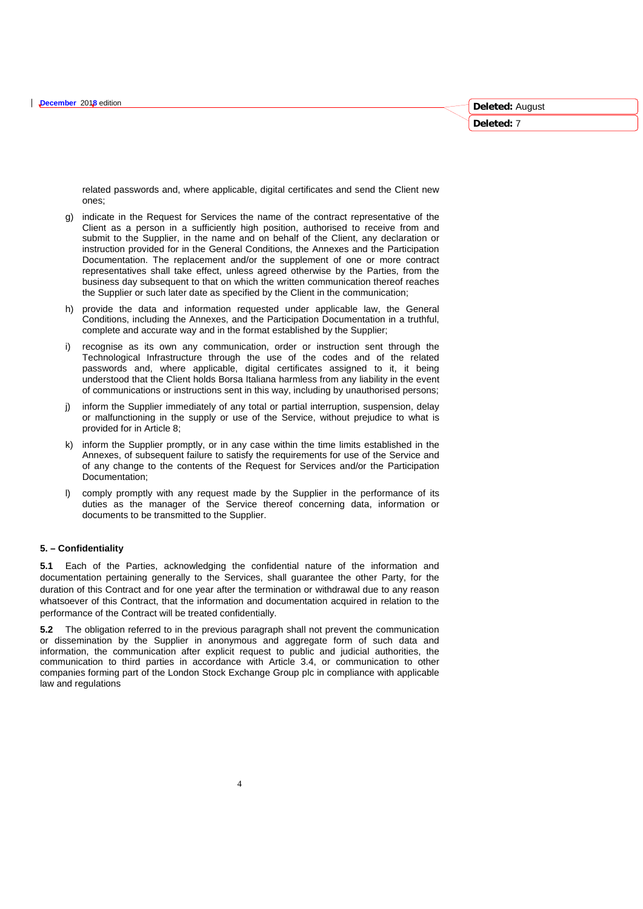related passwords and, where applicable, digital certificates and send the Client new ones;

g) indicate in the Request for Services the name of the contract representative of the Client as a person in a sufficiently high position, authorised to receive from and submit to the Supplier, in the name and on behalf of the Client, any declaration or instruction provided for in the General Conditions, the Annexes and the Participation Documentation. The replacement and/or the supplement of one or more contract representatives shall take effect, unless agreed otherwise by the Parties, from the business day subsequent to that on which the written communication thereof reaches the Supplier or such later date as specified by the Client in the communication;

h) provide the data and information requested under applicable law, the General Conditions, including the Annexes, and the Participation Documentation in a truthful, complete and accurate way and in the format established by the Supplier;

i) recognise as its own any communication, order or instruction sent through the Technological Infrastructure through the use of the codes and of the related passwords and, where applicable, digital certificates assigned to it, it being understood that the Client holds Borsa Italiana harmless from any liability in the event of communications or instructions sent in this way, including by unauthorised persons;

j) inform the Supplier immediately of any total or partial interruption, suspension, delay or malfunctioning in the supply or use of the Service, without prejudice to what is provided for in Article 8;

k) inform the Supplier promptly, or in any case within the time limits established in the Annexes, of subsequent failure to satisfy the requirements for use of the Service and of any change to the contents of the Request for Services and/or the Participation Documentation;

l) comply promptly with any request made by the Supplier in the performance of its duties as the manager of the Service thereof concerning data, information or documents to be transmitted to the Supplier.

**5. – Confidentiality**

**5.1** Each of the Parties, acknowledging the confidential nature of the information and documentation pertaining generally to the Services, shall guarantee the other Party, for the duration of this Contract and for one year after the termination or withdrawal due to any reason whatsoever of this Contract, that the information and documentation acquired in relation to the performance of the Contract will be treated confidentially.

**5.2** The obligation referred to in the previous paragraph shall not prevent the communication or dissemination by the Supplier in anonymous and aggregate form of such data and information, the communication after explicit request to public and judicial authorities, the communication to third parties in accordance with Article 3.4, or communication to other companies forming part of the London Stock Exchange Group plc in compliance with applicable law and regulations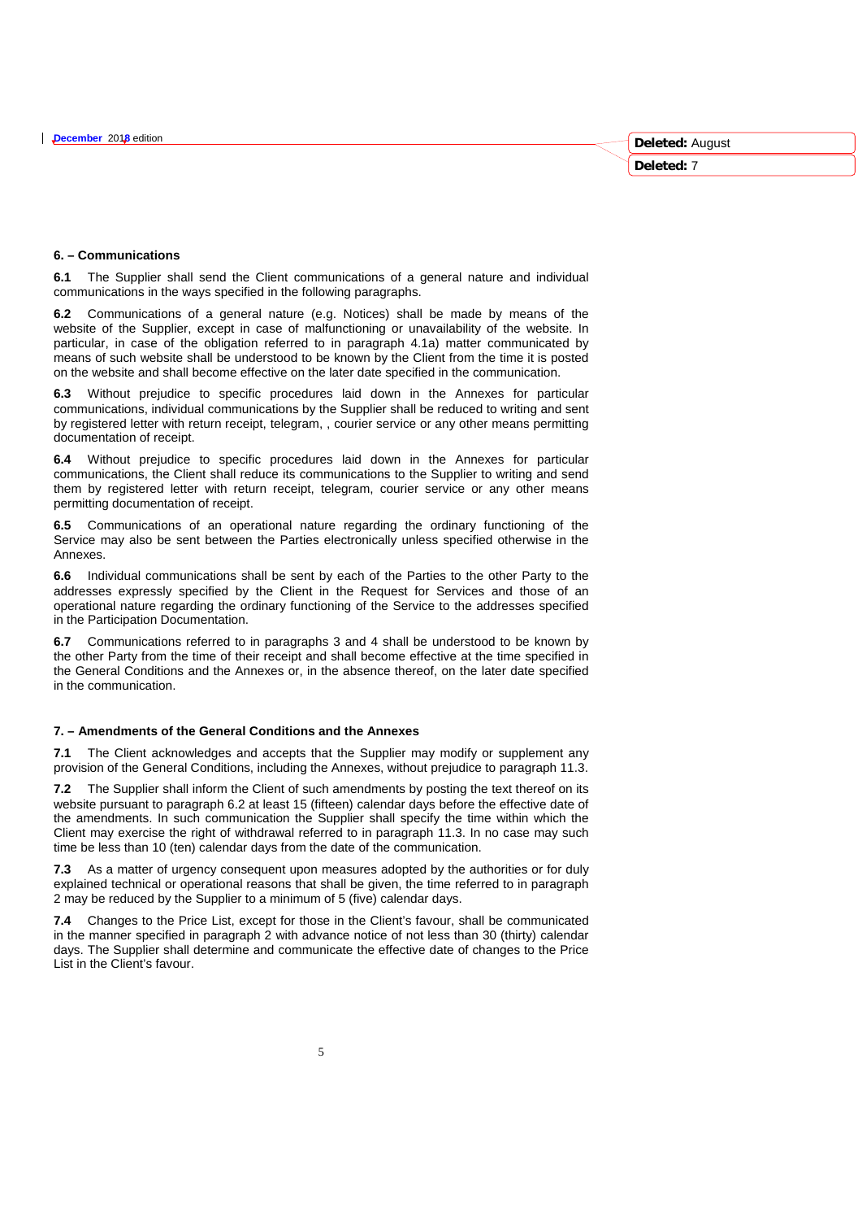### 6. – Communications

**6.1** The Supplier shall send the Client communications of a general nature and individual communications in the ways specified in the following paragraphs.

**6.2** Communications of a general nature (e.g. Notices) shall be made by means of the website of the Supplier, except in case of malfunctioning or unavailability of the website. In particular, in case of the obligation referred to in paragraph 4.1a) matter communicated by means of such website shall be understood to be known by the Client from the time it is posted on the website and shall become effective on the later date specified in the communication.

**6.3** Without prejudice to specific procedures laid down in the Annexes for particular communications, individual communications by the Supplier shall be reduced to writing and sent by registered letter with return receipt, telegram, , courier service or any other means permitting documentation of receipt.

**6.4** Without prejudice to specific procedures laid down in the Annexes for particular communications, the Client shall reduce its communications to the Supplier to writing and send them by registered letter with return receipt, telegram, courier service or any other means permitting documentation of receipt.

**6.5** Communications of an operational nature regarding the ordinary functioning of the Service may also be sent between the Parties electronically unless specified otherwise in the Annexes.

**6.6** Individual communications shall be sent by each of the Parties to the other Party to the addresses expressly specified by the Client in the Request for Services and those of an operational nature regarding the ordinary functioning of the Service to the addresses specified in the Participation Documentation.

**6.7** Communications referred to in paragraphs 3 and 4 shall be understood to be known by the other Party from the time of their receipt and shall become effective at the time specified in the General Conditions and the Annexes or, in the absence thereof, on the later date specified in the communication.

### 7. – Amendments of the General Conditions and the Annexes

**7.1** The Client acknowledges and accepts that the Supplier may modify or supplement any provision of the General Conditions, including the Annexes, without prejudice to paragraph 11.3.

**7.2** The Supplier shall inform the Client of such amendments by posting the text thereof on its website pursuant to paragraph 6.2 at least 15 (fifteen) calendar days before the effective date of the amendments. In such communication the Supplier shall specify the time within which the Client may exercise the right of withdrawal referred to in paragraph 11.3. In no case may such time be less than 10 (ten) calendar days from the date of the communication.

**7.3** As a matter of urgency consequent upon measures adopted by the authorities or for duly explained technical or operational reasons that shall be given, the time referred to in paragraph 2 may be reduced by the Supplier to a minimum of 5 (five) calendar days.

**7.4** Changes to the Price List, except for those in the Client's favour, shall be communicated in the manner specified in paragraph 2 with advance notice of not less than 30 (thirty) calendar days. The Supplier shall determine and communicate the effective date of changes to the Price List in the Client's favour.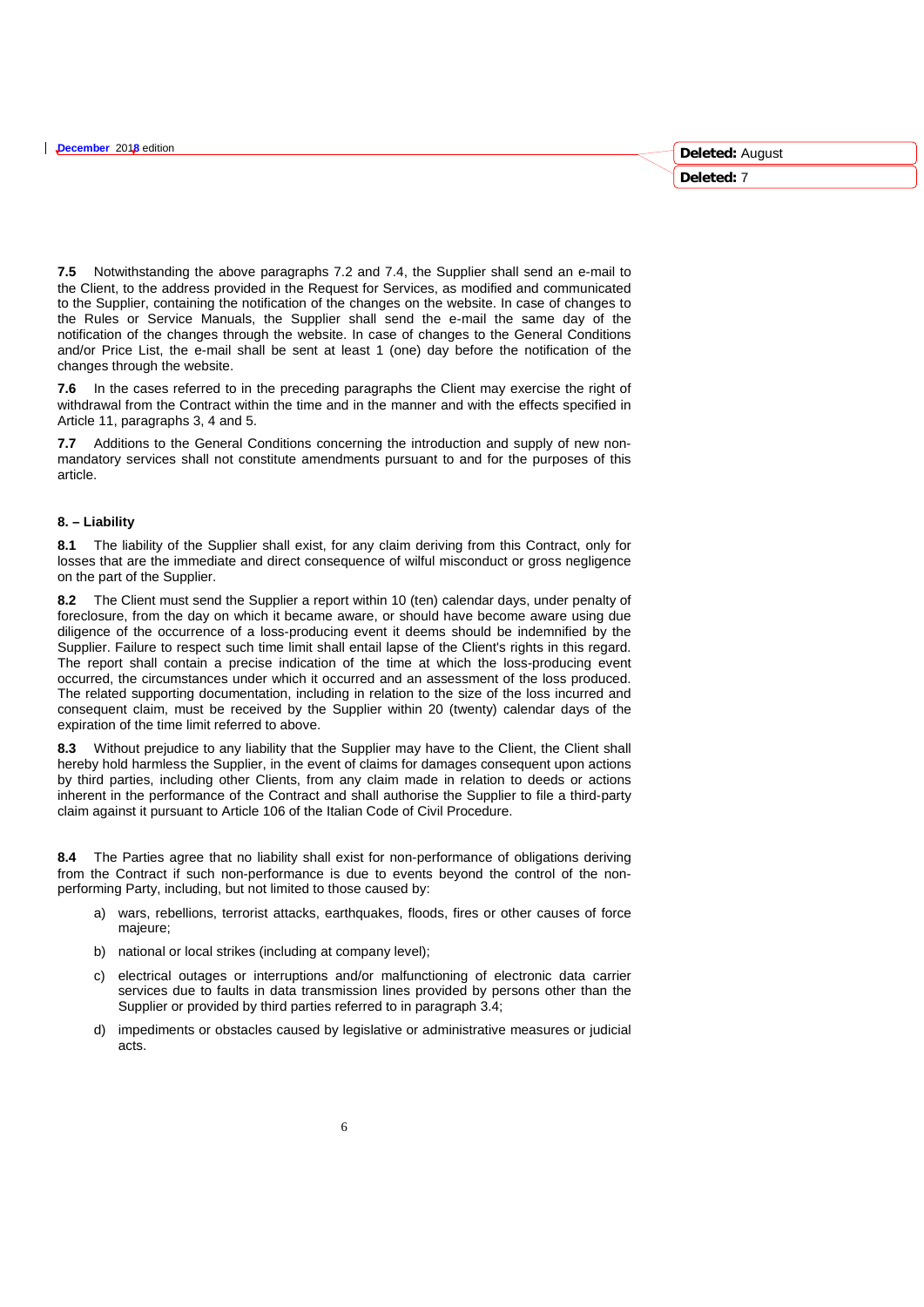**7.5** Notwithstanding the above paragraphs 7.2 and 7.4, the Supplier shall send an e-mail to the Client, to the address provided in the Request for Services, as modified and communicated to the Supplier, containing the notification of the changes on the website. In case of changes to the Rules or Service Manuals, the Supplier shall send the e-mail the same day of the notification of the changes through the website. In case of changes to the General Conditions and/or Price List, the e-mail shall be sent at least 1 (one) day before the notification of the changes through the website.

**7.6** In the cases referred to in the preceding paragraphs the Client may exercise the right of withdrawal from the Contract within the time and in the manner and with the effects specified in Article 11, paragraphs 3, 4 and 5.

**7.7** Additions to the General Conditions concerning the introduction and supply of new non-mandatory services shall not constitute amendments pursuant to and for the purposes of this article.

**8. – Liability**

**8.1** The liability of the Supplier shall exist, for any claim deriving from this Contract, only for losses that are the immediate and direct consequence of wilful misconduct or gross negligence on the part of the Supplier.

**8.2** The Client must send the Supplier a report within 10 (ten) calendar days, under penalty of foreclosure, from the day on which it became aware, or should have become aware using due diligence of the occurrence of a loss-producing event it deems should be indemnified by the Supplier. Failure to respect such time limit shall entail lapse of the Client's rights in this regard. The report shall contain a precise indication of the time at which the loss-producing event occurred, the circumstances under which it occurred and an assessment of the loss produced. The related supporting documentation, including in relation to the size of the loss incurred and consequent claim, must be received by the Supplier within 20 (twenty) calendar days of the expiration of the time limit referred to above.

**8.3** Without prejudice to any liability that the Supplier may have to the Client, the Client shall hereby hold harmless the Supplier, in the event of claims for damages consequent upon actions by third parties, including other Clients, from any claim made in relation to deeds or actions inherent in the performance of the Contract and shall authorise the Supplier to file a third-party claim against it pursuant to Article 106 of the Italian Code of Civil Procedure.

**8.4** The Parties agree that no liability shall exist for non-performance of obligations deriving from the Contract if such non-performance is due to events beyond the control of the non-performing Party, including, but not limited to those caused by:

a) wars, rebellions, terrorist attacks, earthquakes, floods, fires or other causes of force majeure;

b) national or local strikes (including at company level);

c) electrical outages or interruptions and/or malfunctioning of electronic data carrier services due to faults in data transmission lines provided by persons other than the Supplier or provided by third parties referred to in paragraph 3.4;

d) impediments or obstacles caused by legislative or administrative measures or judicial acts.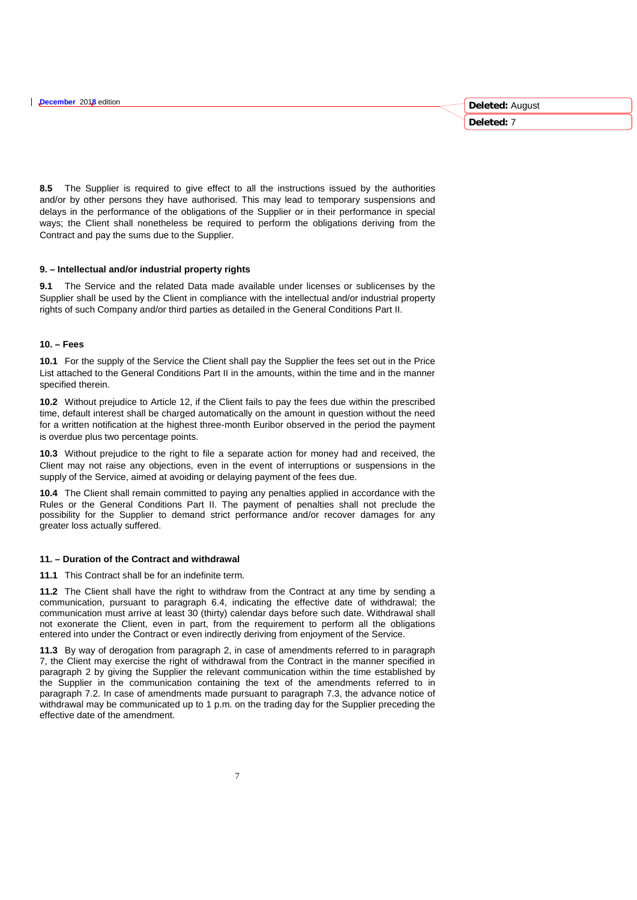**8.5** The Supplier is required to give effect to all the instructions issued by the authorities and/or by other persons they have authorised. This may lead to temporary suspensions and delays in the performance of the obligations of the Supplier or in their performance in special ways; the Client shall nonetheless be required to perform the obligations deriving from the Contract and pay the sums due to the Supplier.

### 9. – Intellectual and/or industrial property rights

**9.1** The Service and the related Data made available under licenses or sublicenses by the Supplier shall be used by the Client in compliance with the intellectual and/or industrial property rights of such Company and/or third parties as detailed in the General Conditions Part II.

### 10. – Fees

**10.1** For the supply of the Service the Client shall pay the Supplier the fees set out in the Price List attached to the General Conditions Part II in the amounts, within the time and in the manner specified therein.

**10.2** Without prejudice to Article 12, if the Client fails to pay the fees due within the prescribed time, default interest shall be charged automatically on the amount in question without the need for a written notification at the highest three-month Euribor observed in the period the payment is overdue plus two percentage points.

**10.3** Without prejudice to the right to file a separate action for money had and received, the Client may not raise any objections, even in the event of interruptions or suspensions in the supply of the Service, aimed at avoiding or delaying payment of the fees due.

**10.4** The Client shall remain committed to paying any penalties applied in accordance with the Rules or the General Conditions Part II. The payment of penalties shall not preclude the possibility for the Supplier to demand strict performance and/or recover damages for any greater loss actually suffered.

### 11. – Duration of the Contract and withdrawal

**11.1** This Contract shall be for an indefinite term.

**11.2** The Client shall have the right to withdraw from the Contract at any time by sending a communication, pursuant to paragraph 6.4, indicating the effective date of withdrawal; the communication must arrive at least 30 (thirty) calendar days before such date. Withdrawal shall not exonerate the Client, even in part, from the requirement to perform all the obligations entered into under the Contract or even indirectly deriving from enjoyment of the Service.

**11.3** By way of derogation from paragraph 2, in case of amendments referred to in paragraph 7, the Client may exercise the right of withdrawal from the Contract in the manner specified in paragraph 2 by giving the Supplier the relevant communication within the time established by the Supplier in the communication containing the text of the amendments referred to in paragraph 7.2. In case of amendments made pursuant to paragraph 7.3, the advance notice of withdrawal may be communicated up to 1 p.m. on the trading day for the Supplier preceding the effective date of the amendment.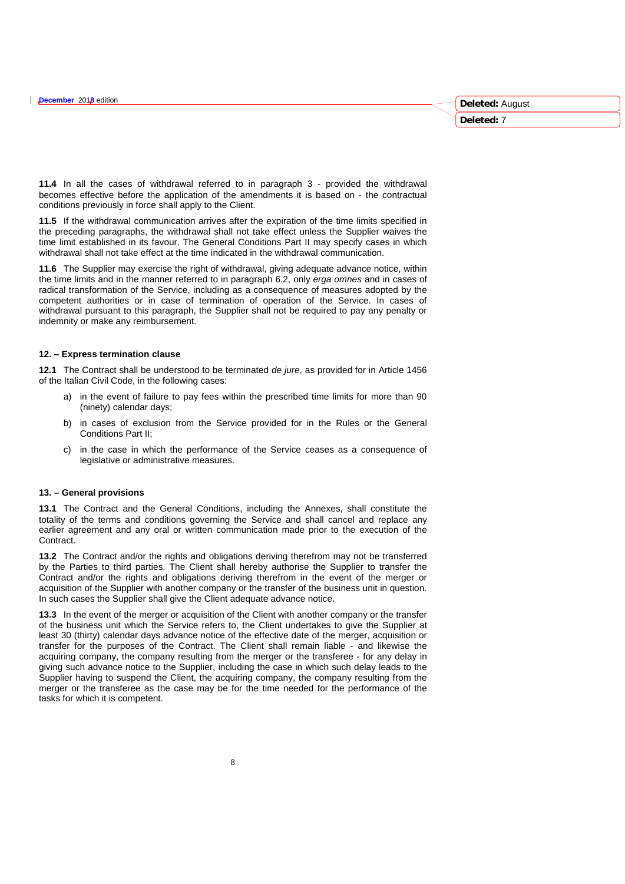**11.4** In all the cases of withdrawal referred to in paragraph 3 - provided the withdrawal becomes effective before the application of the amendments it is based on - the contractual conditions previously in force shall apply to the Client.

**11.5** If the withdrawal communication arrives after the expiration of the time limits specified in the preceding paragraphs, the withdrawal shall not take effect unless the Supplier waives the time limit established in its favour. The General Conditions Part II may specify cases in which withdrawal shall not take effect at the time indicated in the withdrawal communication.

**11.6** The Supplier may exercise the right of withdrawal, giving adequate advance notice, within the time limits and in the manner referred to in paragraph 6.2, only *erga omnes* and in cases of radical transformation of the Service, including as a consequence of measures adopted by the competent authorities or in case of termination of operation of the Service. In cases of withdrawal pursuant to this paragraph, the Supplier shall not be required to pay any penalty or indemnity or make any reimbursement.

### 12. – Express termination clause

**12.1** The Contract shall be understood to be terminated *de jure*, as provided for in Article 1456 of the Italian Civil Code, in the following cases:

a) in the event of failure to pay fees within the prescribed time limits for more than 90 (ninety) calendar days;

b) in cases of exclusion from the Service provided for in the Rules or the General Conditions Part II;

c) in the case in which the performance of the Service ceases as a consequence of legislative or administrative measures.

### 13. – General provisions

**13.1** The Contract and the General Conditions, including the Annexes, shall constitute the totality of the terms and conditions governing the Service and shall cancel and replace any earlier agreement and any oral or written communication made prior to the execution of the Contract.

**13.2** The Contract and/or the rights and obligations deriving therefrom may not be transferred by the Parties to third parties. The Client shall hereby authorise the Supplier to transfer the Contract and/or the rights and obligations deriving therefrom in the event of the merger or acquisition of the Supplier with another company or the transfer of the business unit in question. In such cases the Supplier shall give the Client adequate advance notice.

**13.3** In the event of the merger or acquisition of the Client with another company or the transfer of the business unit which the Service refers to, the Client undertakes to give the Supplier at least 30 (thirty) calendar days advance notice of the effective date of the merger, acquisition or transfer for the purposes of the Contract. The Client shall remain liable - and likewise the acquiring company, the company resulting from the merger or the transferee - for any delay in giving such advance notice to the Supplier, including the case in which such delay leads to the Supplier having to suspend the Client, the acquiring company, the company resulting from the merger or the transferee as the case may be for the time needed for the performance of the tasks for which it is competent.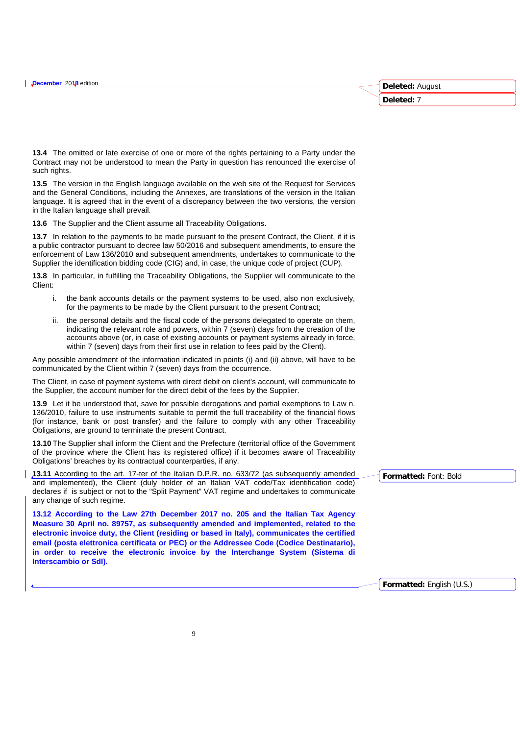**13.4** The omitted or late exercise of one or more of the rights pertaining to a Party under the Contract may not be understood to mean the Party in question has renounced the exercise of such rights.

**13.5** The version in the English language available on the web site of the Request for Services and the General Conditions, including the Annexes, are translations of the version in the Italian language. It is agreed that in the event of a discrepancy between the two versions, the version in the Italian language shall prevail.

**13.6** The Supplier and the Client assume all Traceability Obligations.

**13.7** In relation to the payments to be made pursuant to the present Contract, the Client, if it is a public contractor pursuant to decree law 50/2016 and subsequent amendments, to ensure the enforcement of Law 136/2010 and subsequent amendments, undertakes to communicate to the Supplier the identification bidding code (CIG) and, in case, the unique code of project (CUP).

**13.8** In particular, in fulfilling the Traceability Obligations, the Supplier will communicate to the Client:

i. the bank accounts details or the payment systems to be used, also non exclusively, for the payments to be made by the Client pursuant to the present Contract;

ii. the personal details and the fiscal code of the persons delegated to operate on them, indicating the relevant role and powers, within 7 (seven) days from the creation of the accounts above (or, in case of existing accounts or payment systems already in force, within 7 (seven) days from their first use in relation to fees paid by the Client).

Any possible amendment of the information indicated in points (i) and (ii) above, will have to be communicated by the Client within 7 (seven) days from the occurrence.

The Client, in case of payment systems with direct debit on client's account, will communicate to the Supplier, the account number for the direct debit of the fees by the Supplier.

**13.9** Let it be understood that, save for possible derogations and partial exemptions to Law n. 136/2010, failure to use instruments suitable to permit the full traceability of the financial flows (for instance, bank or post transfer) and the failure to comply with any other Traceability Obligations, are ground to terminate the present Contract.

**13.10** The Supplier shall inform the Client and the Prefecture (territorial office of the Government of the province where the Client has its registered office) if it becomes aware of Traceability Obligations' breaches by its contractual counterparties, if any.

**13.11** According to the art. 17-ter of the Italian D.P.R. no. 633/72 (as subsequently amended and implemented), the Client (duly holder of an Italian VAT code/Tax identification code) declares if is subject or not to the "Split Payment" VAT regime and undertakes to communicate any change of such regime.

**13.12 According to the Law 27th December 2017 no. 205 and the Italian Tax Agency Measure 30 April no. 89757, as subsequently amended and implemented, related to the electronic invoice duty, the Client (residing or based in Italy), communicates the certified email (posta elettronica certificata or PEC) or the Addressee Code (Codice Destinatario), in order to receive the electronic invoice by the Interchange System (Sistema di Interscambio or SdI).**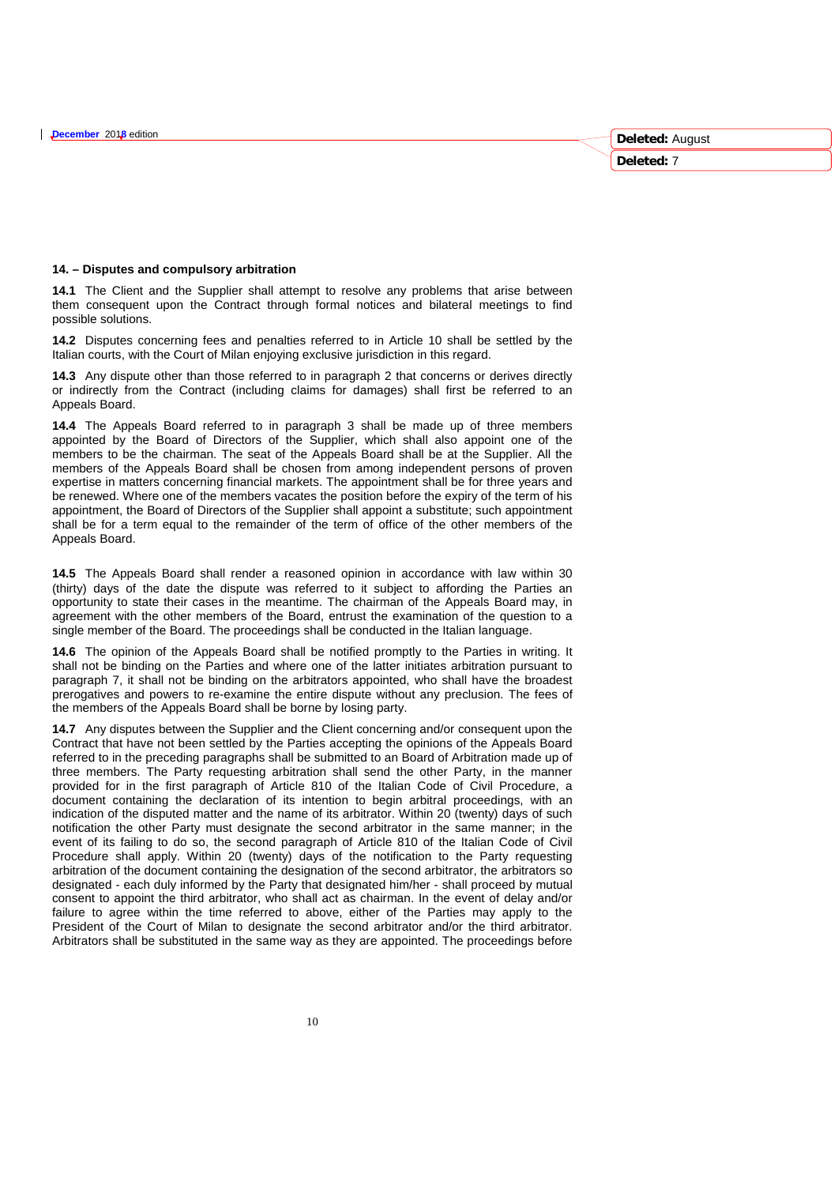### 14. – Disputes and compulsory arbitration

**14.1** The Client and the Supplier shall attempt to resolve any problems that arise between them consequent upon the Contract through formal notices and bilateral meetings to find possible solutions.

**14.2** Disputes concerning fees and penalties referred to in Article 10 shall be settled by the Italian courts, with the Court of Milan enjoying exclusive jurisdiction in this regard.

**14.3** Any dispute other than those referred to in paragraph 2 that concerns or derives directly or indirectly from the Contract (including claims for damages) shall first be referred to an Appeals Board.

**14.4** The Appeals Board referred to in paragraph 3 shall be made up of three members appointed by the Board of Directors of the Supplier, which shall also appoint one of the members to be the chairman. The seat of the Appeals Board shall be at the Supplier. All the members of the Appeals Board shall be chosen from among independent persons of proven expertise in matters concerning financial markets. The appointment shall be for three years and be renewed. Where one of the members vacates the position before the expiry of the term of his appointment, the Board of Directors of the Supplier shall appoint a substitute; such appointment shall be for a term equal to the remainder of the term of office of the other members of the Appeals Board.

**14.5** The Appeals Board shall render a reasoned opinion in accordance with law within 30 (thirty) days of the date the dispute was referred to it subject to affording the Parties an opportunity to state their cases in the meantime. The chairman of the Appeals Board may, in agreement with the other members of the Board, entrust the examination of the question to a single member of the Board. The proceedings shall be conducted in the Italian language.

**14.6** The opinion of the Appeals Board shall be notified promptly to the Parties in writing. It shall not be binding on the Parties and where one of the latter initiates arbitration pursuant to paragraph 7, it shall not be binding on the arbitrators appointed, who shall have the broadest prerogatives and powers to re-examine the entire dispute without any preclusion. The fees of the members of the Appeals Board shall be borne by losing party.

**14.7** Any disputes between the Supplier and the Client concerning and/or consequent upon the Contract that have not been settled by the Parties accepting the opinions of the Appeals Board referred to in the preceding paragraphs shall be submitted to an Board of Arbitration made up of three members. The Party requesting arbitration shall send the other Party, in the manner provided for in the first paragraph of Article 810 of the Italian Code of Civil Procedure, a document containing the declaration of its intention to begin arbitral proceedings, with an indication of the disputed matter and the name of its arbitrator. Within 20 (twenty) days of such notification the other Party must designate the second arbitrator in the same manner; in the event of its failing to do so, the second paragraph of Article 810 of the Italian Code of Civil Procedure shall apply. Within 20 (twenty) days of the notification to the Party requesting arbitration of the document containing the designation of the second arbitrator, the arbitrators so designated - each duly informed by the Party that designated him/her - shall proceed by mutual consent to appoint the third arbitrator, who shall act as chairman. In the event of delay and/or failure to agree within the time referred to above, either of the Parties may apply to the President of the Court of Milan to designate the second arbitrator and/or the third arbitrator. Arbitrators shall be substituted in the same way as they are appointed. The proceedings before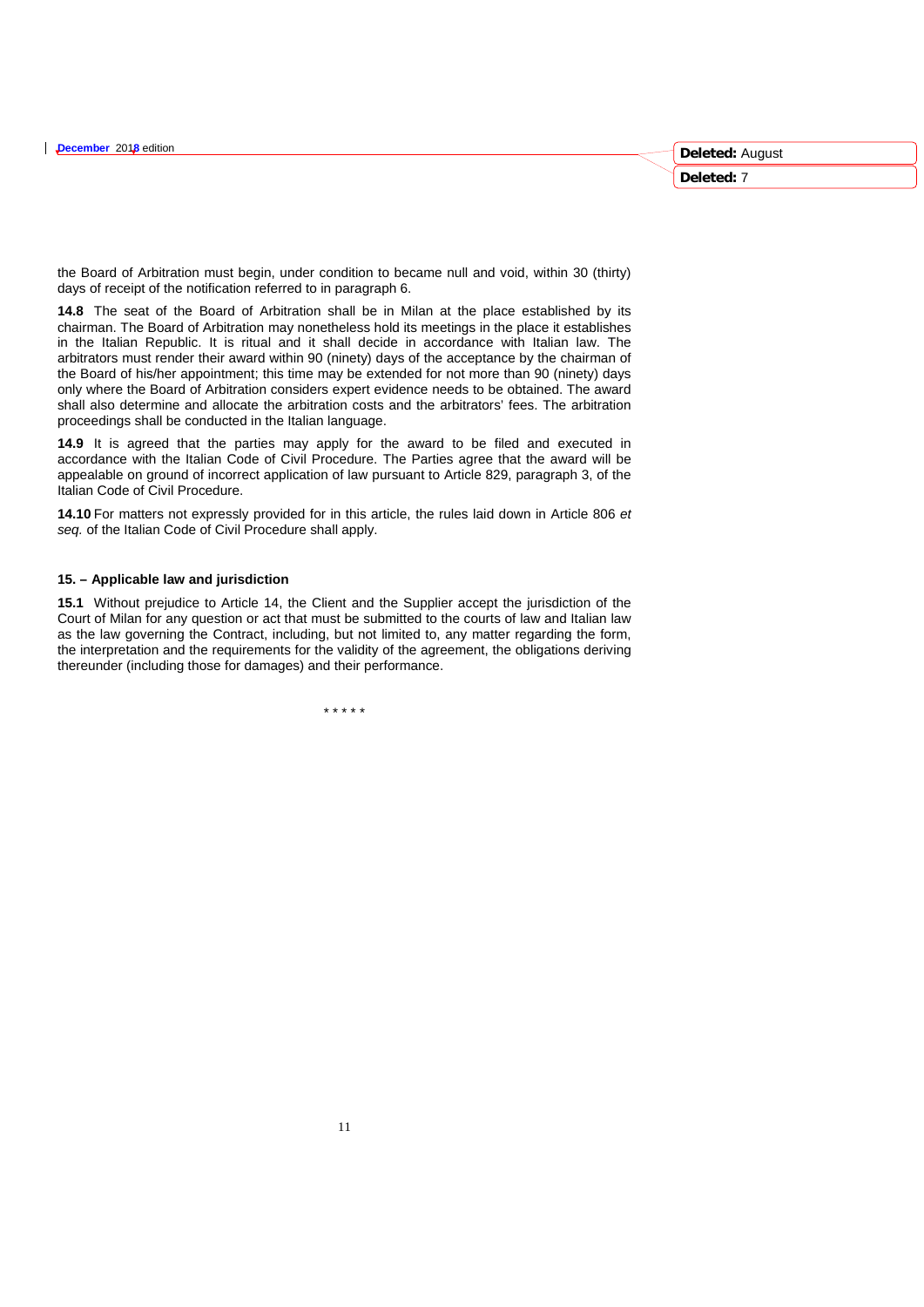the Board of Arbitration must begin, under condition to became null and void, within 30 (thirty) days of receipt of the notification referred to in paragraph 6.

**14.8** The seat of the Board of Arbitration shall be in Milan at the place established by its chairman. The Board of Arbitration may nonetheless hold its meetings in the place it establishes in the Italian Republic. It is ritual and it shall decide in accordance with Italian law. The arbitrators must render their award within 90 (ninety) days of the acceptance by the chairman of the Board of his/her appointment; this time may be extended for not more than 90 (ninety) days only where the Board of Arbitration considers expert evidence needs to be obtained. The award shall also determine and allocate the arbitration costs and the arbitrators' fees. The arbitration proceedings shall be conducted in the Italian language.

**14.9** It is agreed that the parties may apply for the award to be filed and executed in accordance with the Italian Code of Civil Procedure. The Parties agree that the award will be appealable on ground of incorrect application of law pursuant to Article 829, paragraph 3, of the Italian Code of Civil Procedure.

**14.10** For matters not expressly provided for in this article, the rules laid down in Article 806 *et seq.* of the Italian Code of Civil Procedure shall apply.

**15. – Applicable law and jurisdiction**

**15.1** Without prejudice to Article 14, the Client and the Supplier accept the jurisdiction of the Court of Milan for any question or act that must be submitted to the courts of law and Italian law as the law governing the Contract, including, but not limited to, any matter regarding the form, the interpretation and the requirements for the validity of the agreement, the obligations deriving thereunder (including those for damages) and their performance.

\* \* \* \* \*